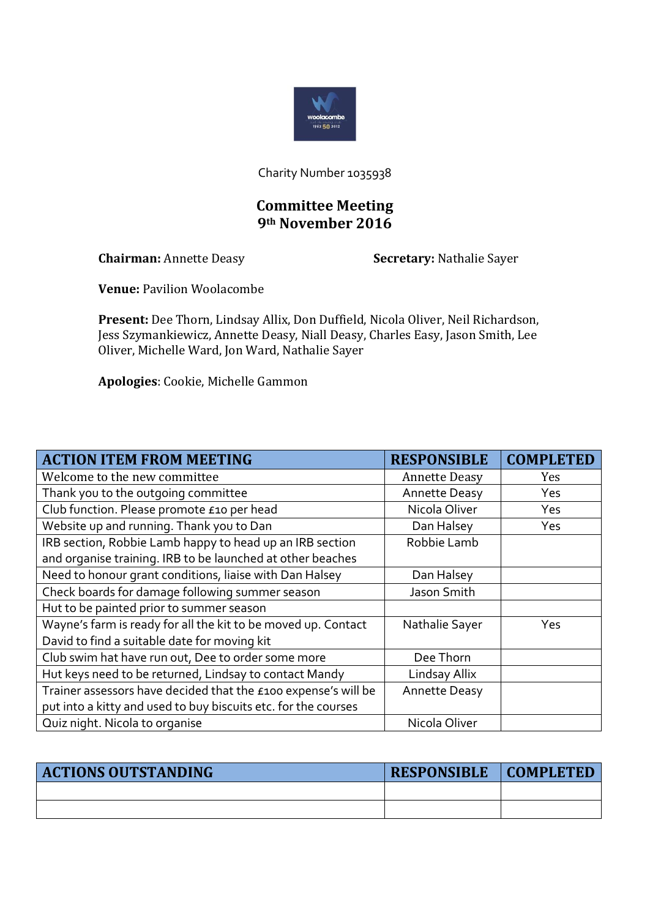Charity Number 1035938

# Committee Meeting
## 9th November 2016

**Chairman:** Annette Deasy

**Secretary:** Nathalie Sayer

**Venue:** Pavilion Woolacombe

**Present:** Dee Thorn, Lindsay Allix, Don Duffield, Nicola Oliver, Neil Richardson, Jess Szymankiewicz, Annette Deasy, Niall Deasy, Charles Easy, Jason Smith, Lee Oliver, Michelle Ward, Jon Ward, Nathalie Sayer

**Apologies**: Cookie, Michelle Gammon

| ACTION ITEM FROM MEETING | RESPONSIBLE | COMPLETED |
| --- | --- | --- |
| Welcome to the new committee | Annette Deasy | Yes |
| Thank you to the outgoing committee | Annette Deasy | Yes |
| Club function. Please promote £10 per head | Nicola Oliver | Yes |
| Website up and running. Thank you to Dan | Dan Halsey | Yes |
| IRB section, Robbie Lamb happy to head up an IRB section and organise training. IRB to be launched at other beaches | Robbie Lamb | |
| Need to honour grant conditions, liaise with Dan Halsey | Dan Halsey | |
| Check boards for damage following summer season | Jason Smith | |
| Hut to be painted prior to summer season | | |
| Wayne's farm is ready for all the kit to be moved up. Contact David to find a suitable date for moving kit | Nathalie Sayer | Yes |
| Club swim hat have run out, Dee to order some more | Dee Thorn | |
| Hut keys need to be returned, Lindsay to contact Mandy | Lindsay Allix | |
| Trainer assessors have decided that the £100 expense's will be put into a kitty and used to buy biscuits etc. for the courses | Annette Deasy | |
| Quiz night. Nicola to organise | Nicola Oliver | |

| ACTIONS OUTSTANDING | RESPONSIBLE | COMPLETED |
| --- | --- | --- |
| | | |
| | | |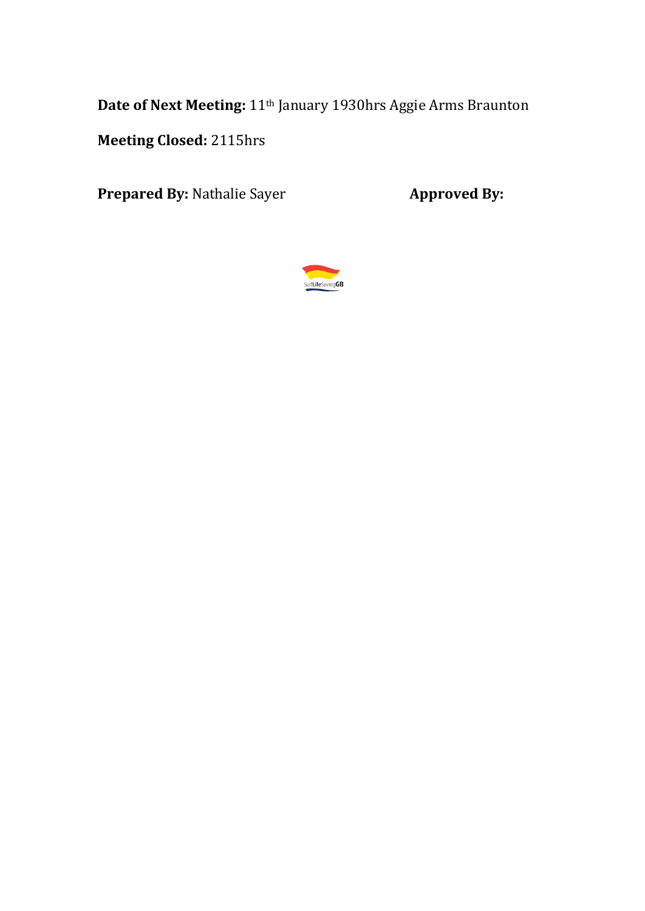**Date of Next Meeting:** 11th January 1930hrs Aggie Arms Braunton

**Meeting Closed:** 2115hrs

**Prepared By:** Nathalie Sayer **Approved By:**